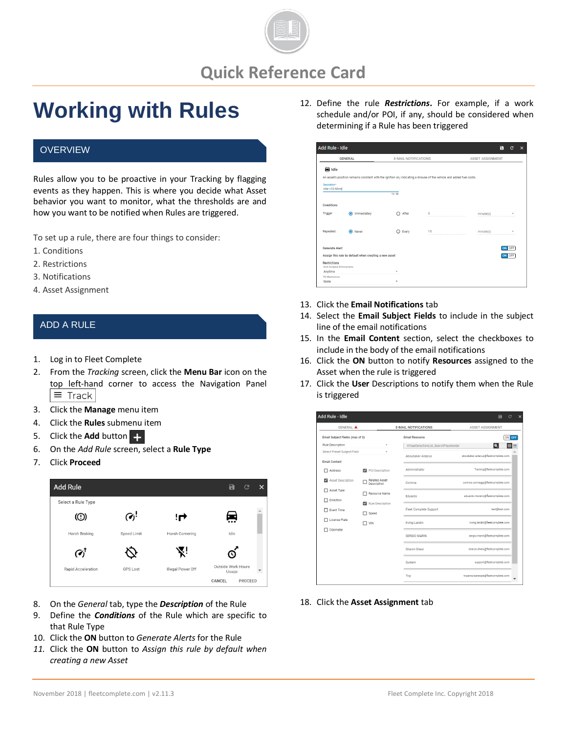Quick Reference Card

# Working with Rules

## OVERVIEW

Rules allow you to be proactive in your Tracking by flagging events as they happen. This is where you decide what Asset behavior you want to monitor, what the thresholds are and how you want to be notified when Rules are triggered.

To set up a rule, there are four things to consider:

1. Conditions
2. Restrictions
3. Notifications
4. Asset Assignment

## ADD A RULE

1. Log in to Fleet Complete
2. From the *Tracking* screen, click the **Menu Bar** icon on the top left-hand corner to access the Navigation Panel ≡ Track
3. Click the **Manage** menu item
4. Click the **Rules** submenu item
5. Click the **Add** button +
6. On the *Add Rule* screen, select a **Rule Type**
7. Click **Proceed**
8. On the *General* tab, type the ***Description*** of the Rule
9. Define the ***Conditions*** of the Rule which are specific to that Rule Type
10. Click the **ON** button to *Generate Alerts* for the Rule
11. Click the **ON** button to *Assign this rule by default when creating a new Asset*
12. Define the rule ***Restrictions***. For example, if a work schedule and/or POI, if any, should be considered when determining if a Rule has been triggered
13. Click the **Email Notifications** tab
14. Select the **Email Subject Fields** to include in the subject line of the email notifications
15. In the **Email Content** section, select the checkboxes to include in the body of the email notifications
16. Click the **ON** button to notify **Resources** assigned to the Asset when the rule is triggered
17. Click the **User** Descriptions to notify them when the Rule is triggered
18. Click the **Asset Assignment** tab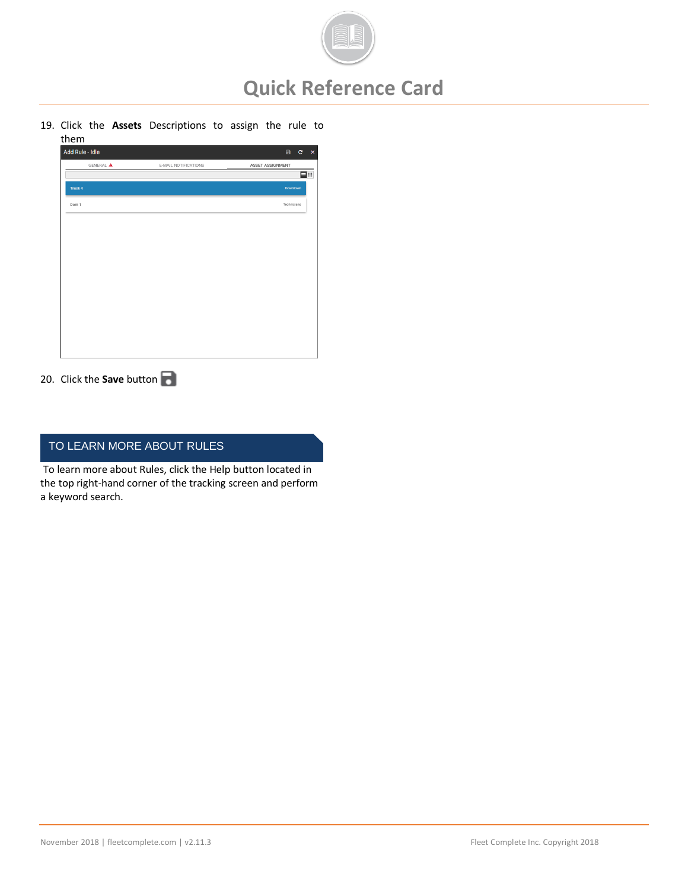19. Click the **Assets** Descriptions to assign the rule to them

20. Click the **Save** button

## TO LEARN MORE ABOUT RULES

To learn more about Rules, click the Help button located in the top right-hand corner of the tracking screen and perform a keyword search.